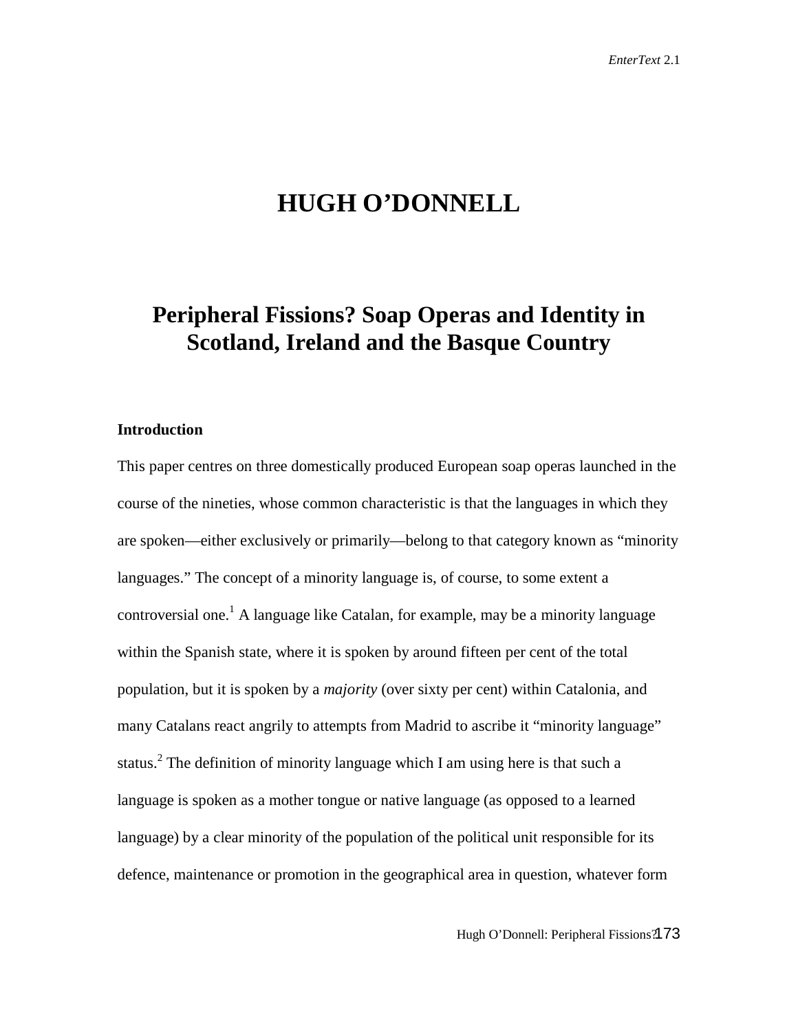# HUGH O'DONNELL

## Peripheral Fissions? Soap Operas and Identity in Scotland, Ireland and the Basque Country

### Introduction

This paper centres on three domestically produced European soap operas launched in the course of the nineties, whose common characteristic is that the languages in which they are spoken—either exclusively or primarily—belong to that category known as "minority languages." The concept of a minority language is, of course, to some extent a controversial one.[1] A language like Catalan, for example, may be a minority language within the Spanish state, where it is spoken by around fifteen per cent of the total population, but it is spoken by a *majority* (over sixty per cent) within Catalonia, and many Catalans react angrily to attempts from Madrid to ascribe it "minority language" status.[2] The definition of minority language which I am using here is that such a language is spoken as a mother tongue or native language (as opposed to a learned language) by a clear minority of the population of the political unit responsible for its defence, maintenance or promotion in the geographical area in question, whatever form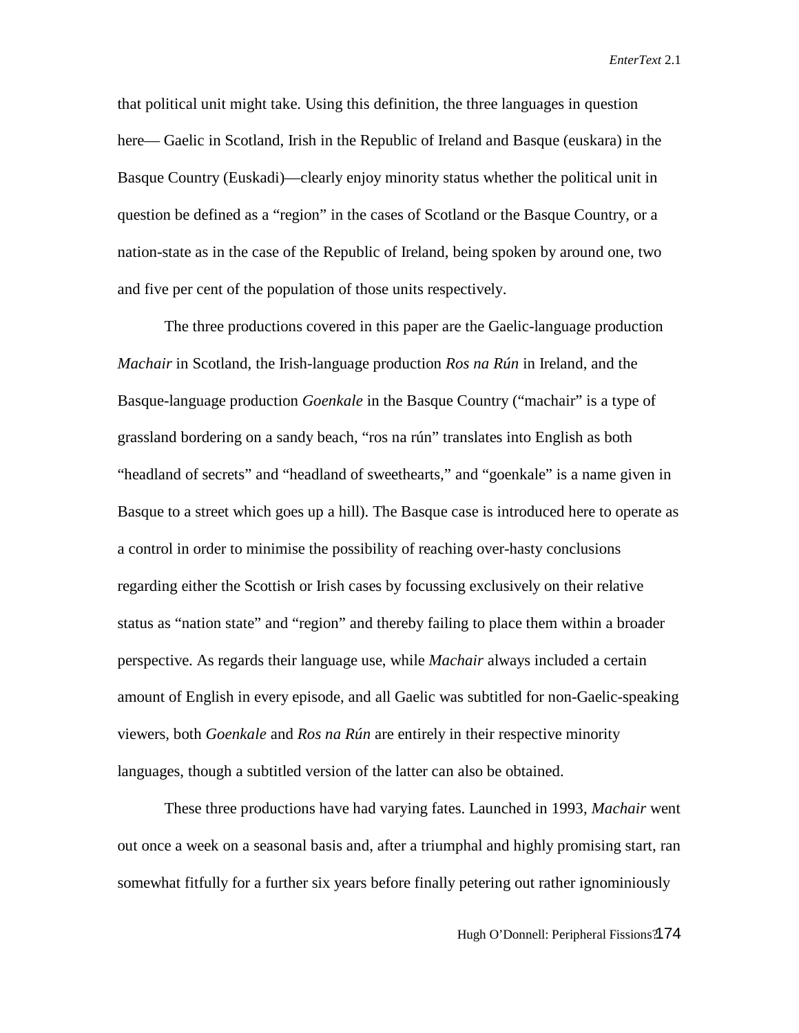that political unit might take. Using this definition, the three languages in question here— Gaelic in Scotland, Irish in the Republic of Ireland and Basque (euskara) in the Basque Country (Euskadi)—clearly enjoy minority status whether the political unit in question be defined as a "region" in the cases of Scotland or the Basque Country, or a nation-state as in the case of the Republic of Ireland, being spoken by around one, two and five per cent of the population of those units respectively.

The three productions covered in this paper are the Gaelic-language production *Machair* in Scotland, the Irish-language production *Ros na Rún* in Ireland, and the Basque-language production *Goenkale* in the Basque Country ("machair" is a type of grassland bordering on a sandy beach, "ros na rún" translates into English as both "headland of secrets" and "headland of sweethearts," and "goenkale" is a name given in Basque to a street which goes up a hill). The Basque case is introduced here to operate as a control in order to minimise the possibility of reaching over-hasty conclusions regarding either the Scottish or Irish cases by focussing exclusively on their relative status as "nation state" and "region" and thereby failing to place them within a broader perspective. As regards their language use, while *Machair* always included a certain amount of English in every episode, and all Gaelic was subtitled for non-Gaelic-speaking viewers, both *Goenkale* and *Ros na Rún* are entirely in their respective minority languages, though a subtitled version of the latter can also be obtained.

These three productions have had varying fates. Launched in 1993, *Machair* went out once a week on a seasonal basis and, after a triumphal and highly promising start, ran somewhat fitfully for a further six years before finally petering out rather ignominiously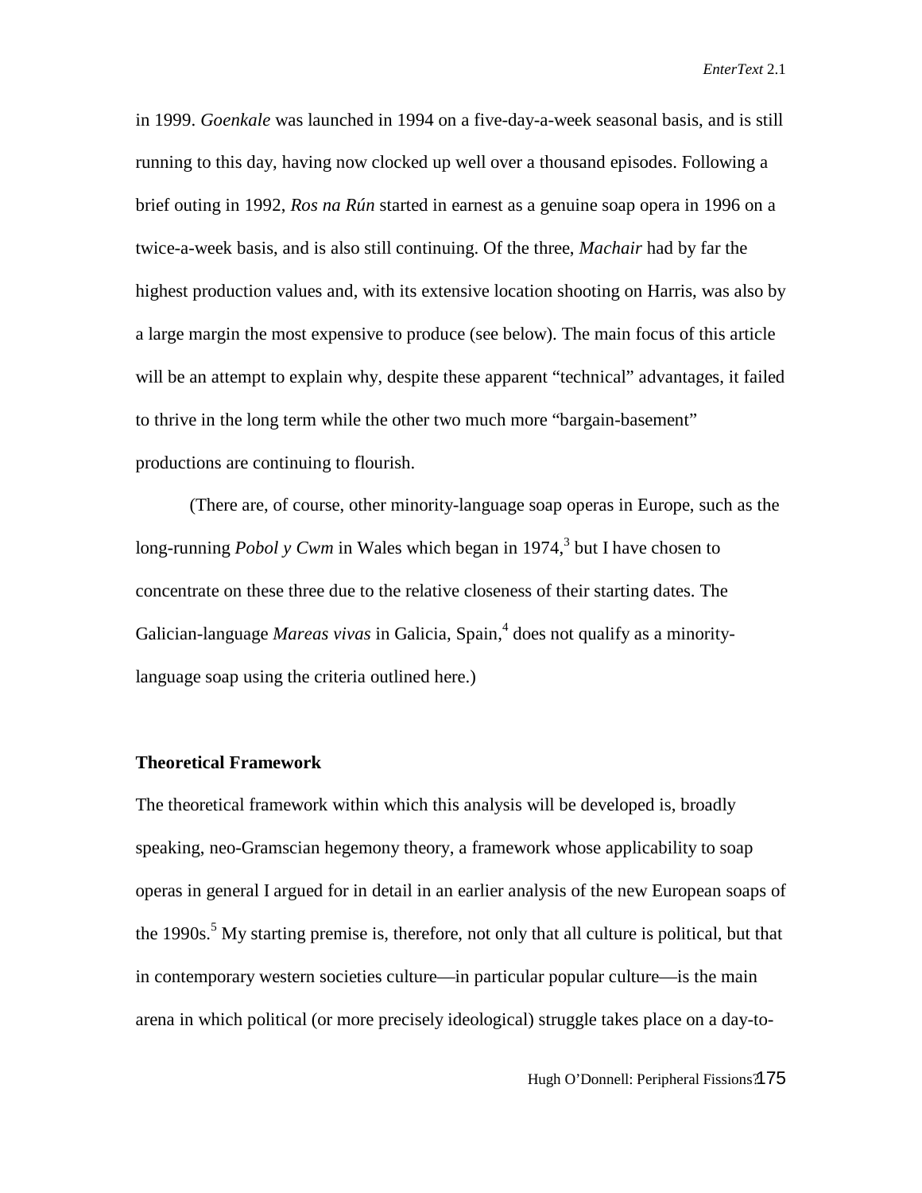in 1999. *Goenkale* was launched in 1994 on a five-day-a-week seasonal basis, and is still running to this day, having now clocked up well over a thousand episodes. Following a brief outing in 1992, *Ros na Rún* started in earnest as a genuine soap opera in 1996 on a twice-a-week basis, and is also still continuing. Of the three, *Machair* had by far the highest production values and, with its extensive location shooting on Harris, was also by a large margin the most expensive to produce (see below). The main focus of this article will be an attempt to explain why, despite these apparent "technical" advantages, it failed to thrive in the long term while the other two much more "bargain-basement" productions are continuing to flourish.

(There are, of course, other minority-language soap operas in Europe, such as the long-running *Pobol y Cwm* in Wales which began in 1974,[3] but I have chosen to concentrate on these three due to the relative closeness of their starting dates. The Galician-language *Mareas vivas* in Galicia, Spain,[4] does not qualify as a minority-language soap using the criteria outlined here.)

**Theoretical Framework**

The theoretical framework within which this analysis will be developed is, broadly speaking, neo-Gramscian hegemony theory, a framework whose applicability to soap operas in general I argued for in detail in an earlier analysis of the new European soaps of the 1990s.[5] My starting premise is, therefore, not only that all culture is political, but that in contemporary western societies culture—in particular popular culture—is the main arena in which political (or more precisely ideological) struggle takes place on a day-to-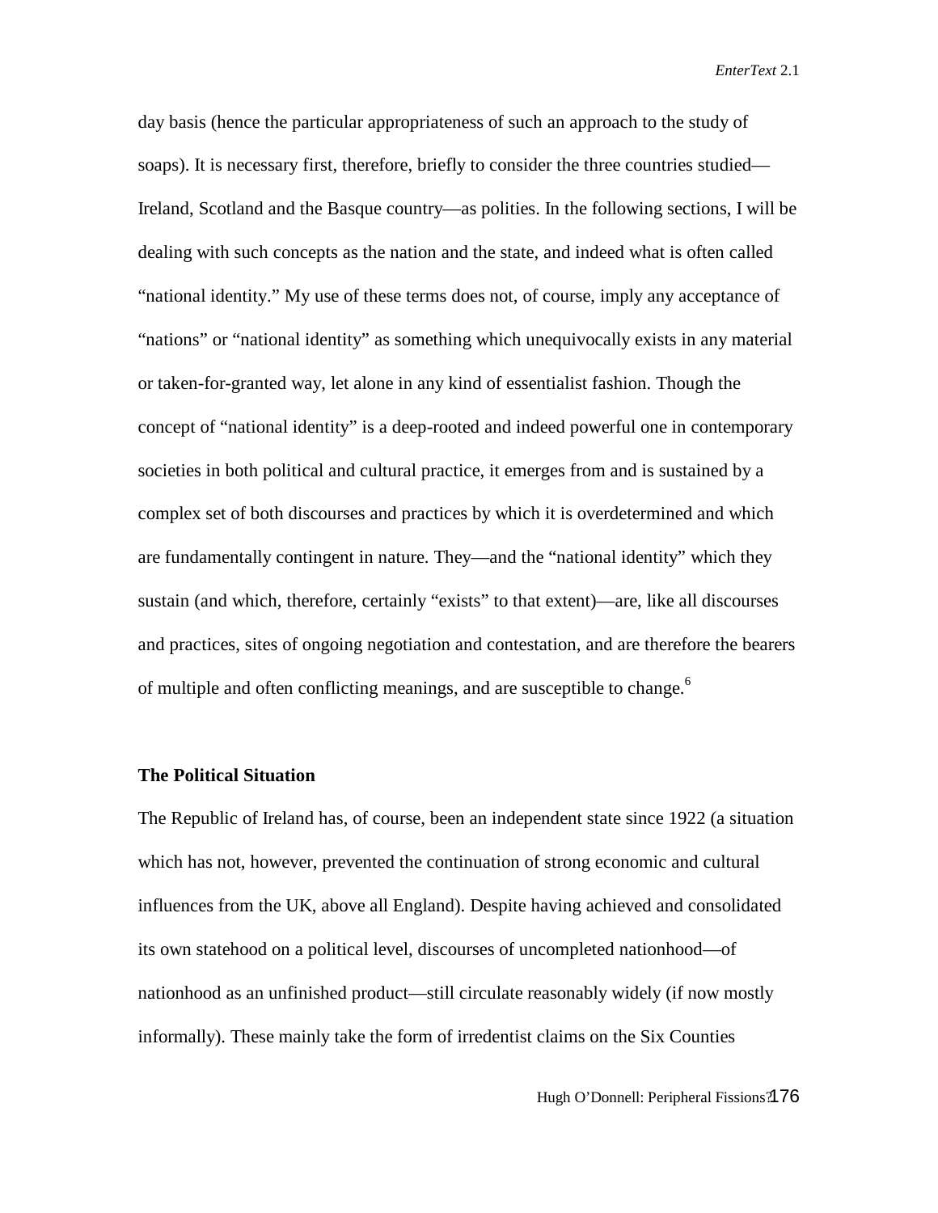day basis (hence the particular appropriateness of such an approach to the study of soaps). It is necessary first, therefore, briefly to consider the three countries studied—Ireland, Scotland and the Basque country—as polities. In the following sections, I will be dealing with such concepts as the nation and the state, and indeed what is often called "national identity." My use of these terms does not, of course, imply any acceptance of "nations" or "national identity" as something which unequivocally exists in any material or taken-for-granted way, let alone in any kind of essentialist fashion. Though the concept of "national identity" is a deep-rooted and indeed powerful one in contemporary societies in both political and cultural practice, it emerges from and is sustained by a complex set of both discourses and practices by which it is overdetermined and which are fundamentally contingent in nature. They—and the "national identity" which they sustain (and which, therefore, certainly "exists" to that extent)—are, like all discourses and practices, sites of ongoing negotiation and contestation, and are therefore the bearers of multiple and often conflicting meanings, and are susceptible to change.[6]

## The Political Situation

The Republic of Ireland has, of course, been an independent state since 1922 (a situation which has not, however, prevented the continuation of strong economic and cultural influences from the UK, above all England). Despite having achieved and consolidated its own statehood on a political level, discourses of uncompleted nationhood—of nationhood as an unfinished product—still circulate reasonably widely (if now mostly informally). These mainly take the form of irredentist claims on the Six Counties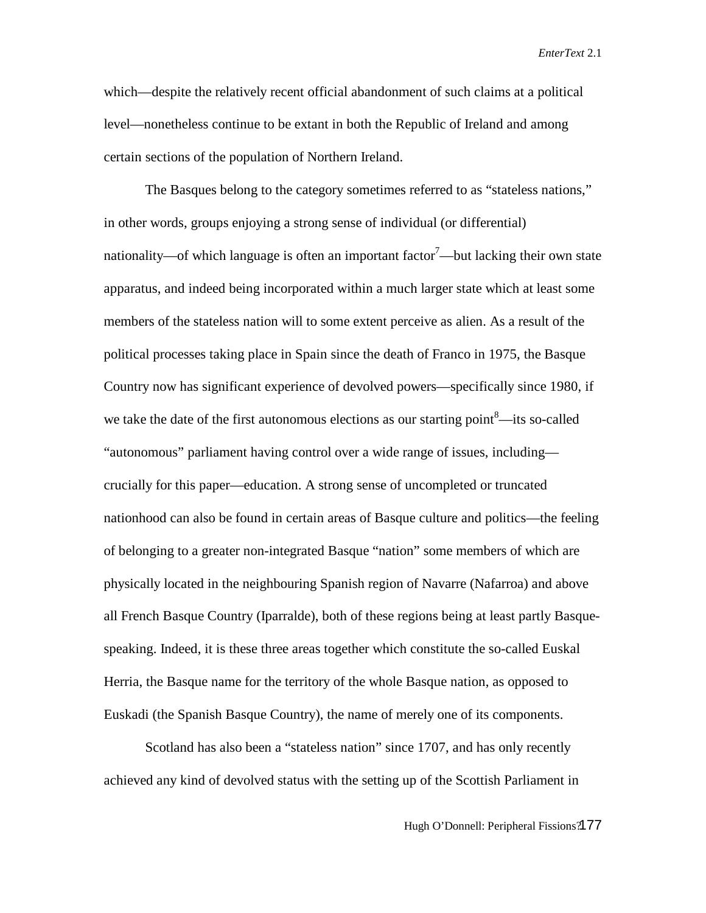which—despite the relatively recent official abandonment of such claims at a political level—nonetheless continue to be extant in both the Republic of Ireland and among certain sections of the population of Northern Ireland.

The Basques belong to the category sometimes referred to as "stateless nations," in other words, groups enjoying a strong sense of individual (or differential) nationality—of which language is often an important factor[7]—but lacking their own state apparatus, and indeed being incorporated within a much larger state which at least some members of the stateless nation will to some extent perceive as alien. As a result of the political processes taking place in Spain since the death of Franco in 1975, the Basque Country now has significant experience of devolved powers—specifically since 1980, if we take the date of the first autonomous elections as our starting point[8]—its so-called "autonomous" parliament having control over a wide range of issues, including—crucially for this paper—education. A strong sense of uncompleted or truncated nationhood can also be found in certain areas of Basque culture and politics—the feeling of belonging to a greater non-integrated Basque "nation" some members of which are physically located in the neighbouring Spanish region of Navarre (Nafarroa) and above all French Basque Country (Iparralde), both of these regions being at least partly Basque-speaking. Indeed, it is these three areas together which constitute the so-called Euskal Herria, the Basque name for the territory of the whole Basque nation, as opposed to Euskadi (the Spanish Basque Country), the name of merely one of its components.

Scotland has also been a "stateless nation" since 1707, and has only recently achieved any kind of devolved status with the setting up of the Scottish Parliament in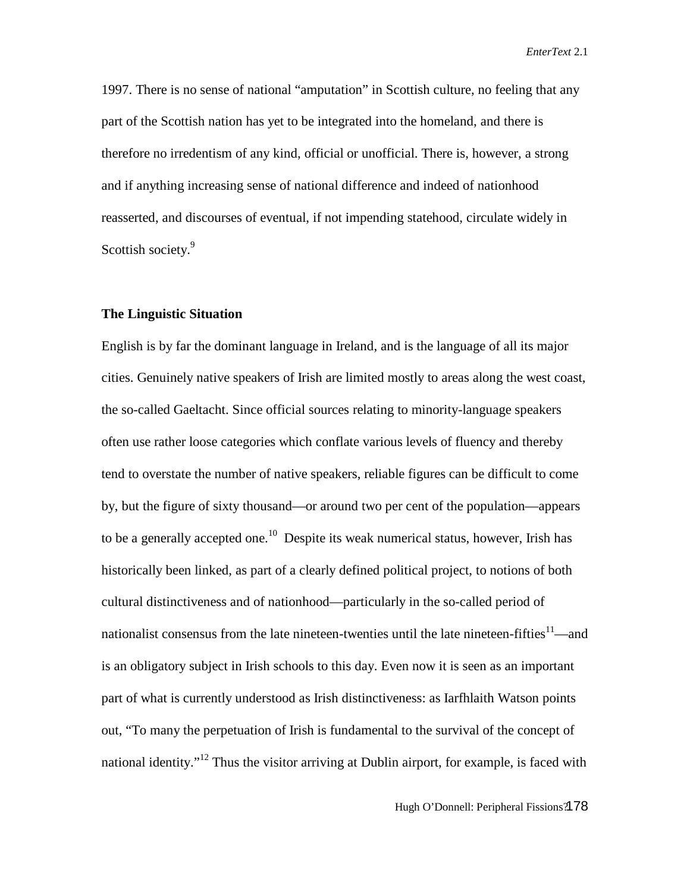1997. There is no sense of national "amputation" in Scottish culture, no feeling that any part of the Scottish nation has yet to be integrated into the homeland, and there is therefore no irredentism of any kind, official or unofficial. There is, however, a strong and if anything increasing sense of national difference and indeed of nationhood reasserted, and discourses of eventual, if not impending statehood, circulate widely in Scottish society.[9]

### The Linguistic Situation

English is by far the dominant language in Ireland, and is the language of all its major cities. Genuinely native speakers of Irish are limited mostly to areas along the west coast, the so-called Gaeltacht. Since official sources relating to minority-language speakers often use rather loose categories which conflate various levels of fluency and thereby tend to overstate the number of native speakers, reliable figures can be difficult to come by, but the figure of sixty thousand—or around two per cent of the population—appears to be a generally accepted one.[10] Despite its weak numerical status, however, Irish has historically been linked, as part of a clearly defined political project, to notions of both cultural distinctiveness and of nationhood—particularly in the so-called period of nationalist consensus from the late nineteen-twenties until the late nineteen-fifties[11]—and is an obligatory subject in Irish schools to this day. Even now it is seen as an important part of what is currently understood as Irish distinctiveness: as Iarfhlaith Watson points out, "To many the perpetuation of Irish is fundamental to the survival of the concept of national identity."[12] Thus the visitor arriving at Dublin airport, for example, is faced with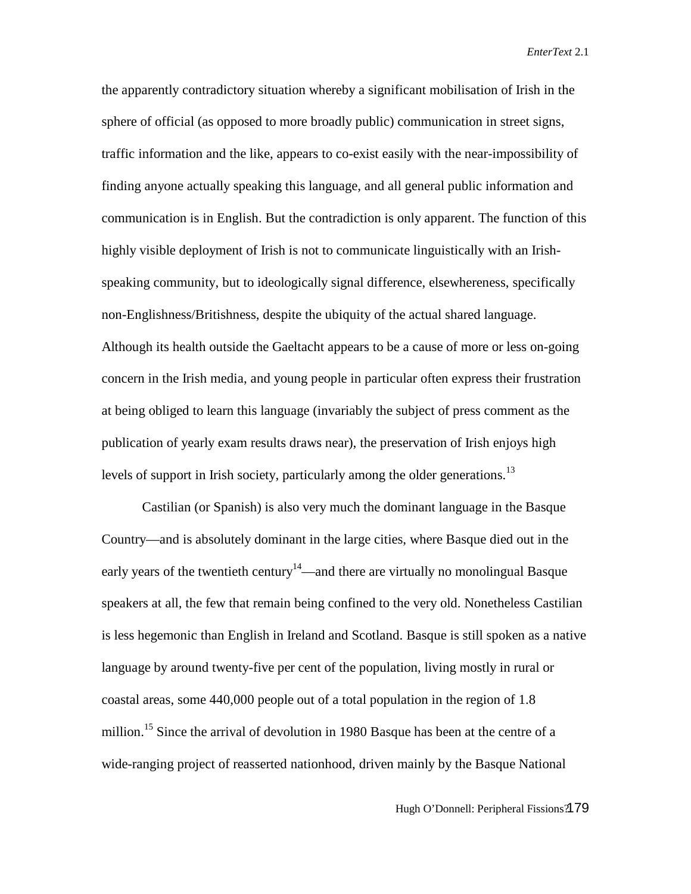the apparently contradictory situation whereby a significant mobilisation of Irish in the sphere of official (as opposed to more broadly public) communication in street signs, traffic information and the like, appears to co-exist easily with the near-impossibility of finding anyone actually speaking this language, and all general public information and communication is in English. But the contradiction is only apparent. The function of this highly visible deployment of Irish is not to communicate linguistically with an Irish-speaking community, but to ideologically signal difference, elsewhereness, specifically non-Englishness/Britishness, despite the ubiquity of the actual shared language. Although its health outside the Gaeltacht appears to be a cause of more or less on-going concern in the Irish media, and young people in particular often express their frustration at being obliged to learn this language (invariably the subject of press comment as the publication of yearly exam results draws near), the preservation of Irish enjoys high levels of support in Irish society, particularly among the older generations.[13]

Castilian (or Spanish) is also very much the dominant language in the Basque Country—and is absolutely dominant in the large cities, where Basque died out in the early years of the twentieth century[14]—and there are virtually no monolingual Basque speakers at all, the few that remain being confined to the very old. Nonetheless Castilian is less hegemonic than English in Ireland and Scotland. Basque is still spoken as a native language by around twenty-five per cent of the population, living mostly in rural or coastal areas, some 440,000 people out of a total population in the region of 1.8 million.[15] Since the arrival of devolution in 1980 Basque has been at the centre of a wide-ranging project of reasserted nationhood, driven mainly by the Basque National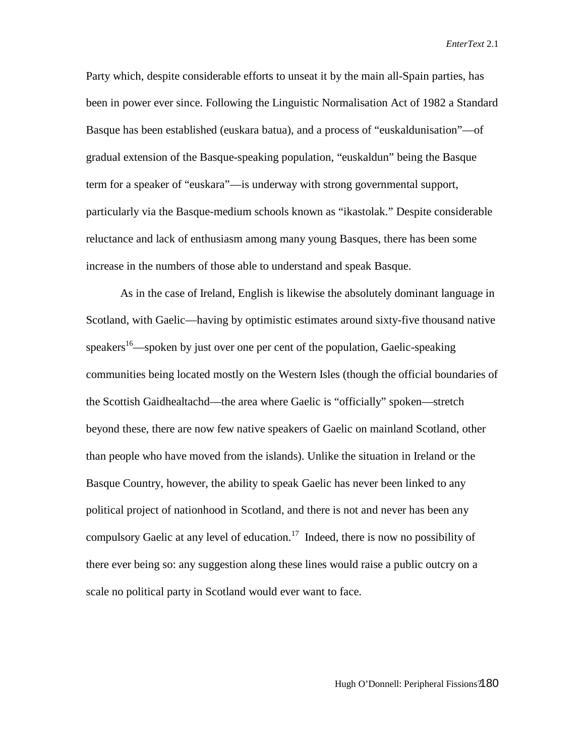Party which, despite considerable efforts to unseat it by the main all-Spain parties, has been in power ever since. Following the Linguistic Normalisation Act of 1982 a Standard Basque has been established (euskara batua), and a process of "euskaldunisation"—of gradual extension of the Basque-speaking population, "euskaldun" being the Basque term for a speaker of "euskara"—is underway with strong governmental support, particularly via the Basque-medium schools known as "ikastolak." Despite considerable reluctance and lack of enthusiasm among many young Basques, there has been some increase in the numbers of those able to understand and speak Basque.

As in the case of Ireland, English is likewise the absolutely dominant language in Scotland, with Gaelic—having by optimistic estimates around sixty-five thousand native speakers[16]—spoken by just over one per cent of the population, Gaelic-speaking communities being located mostly on the Western Isles (though the official boundaries of the Scottish Gaidhealtachd—the area where Gaelic is "officially" spoken—stretch beyond these, there are now few native speakers of Gaelic on mainland Scotland, other than people who have moved from the islands). Unlike the situation in Ireland or the Basque Country, however, the ability to speak Gaelic has never been linked to any political project of nationhood in Scotland, and there is not and never has been any compulsory Gaelic at any level of education.[17] Indeed, there is now no possibility of there ever being so: any suggestion along these lines would raise a public outcry on a scale no political party in Scotland would ever want to face.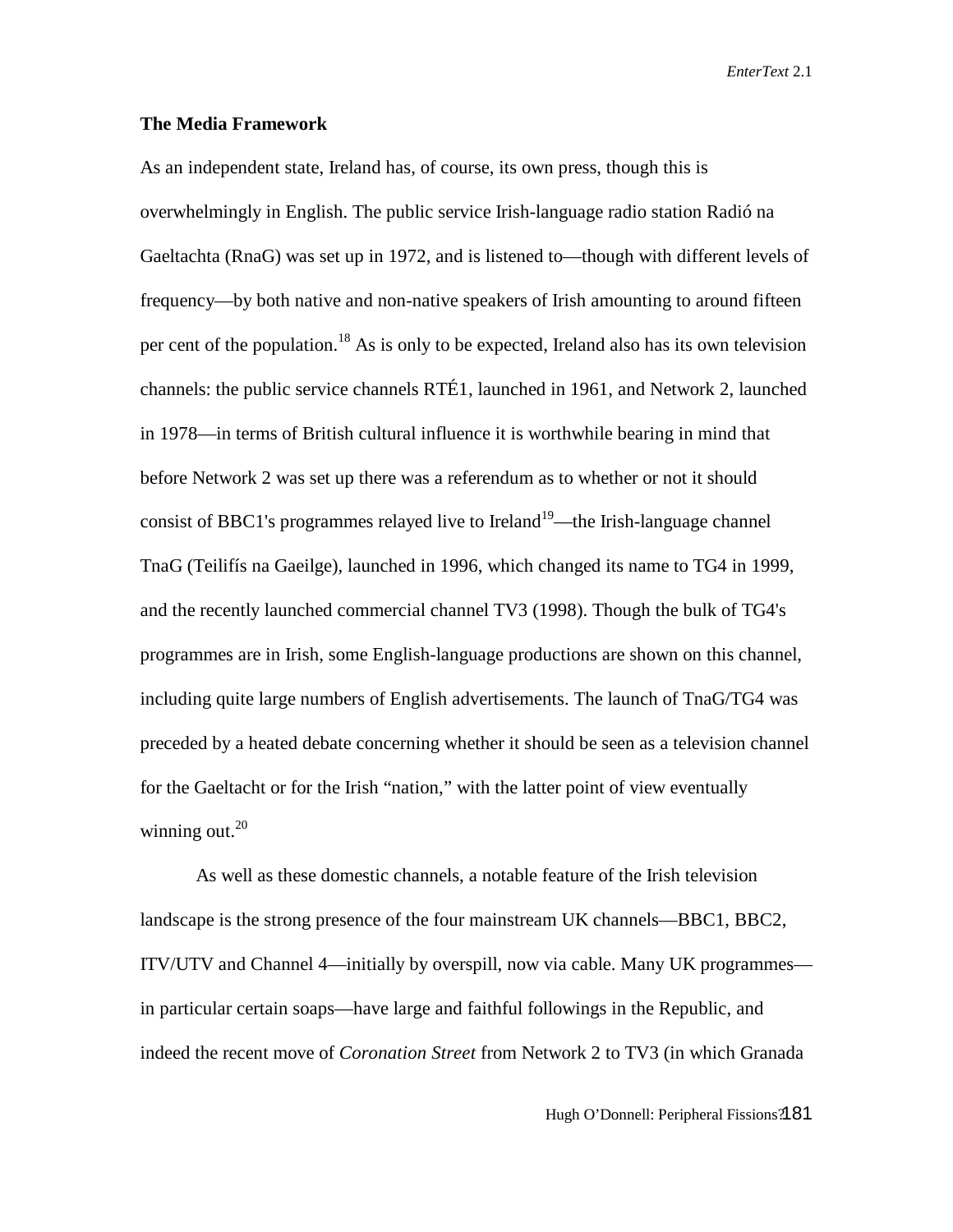## The Media Framework

As an independent state, Ireland has, of course, its own press, though this is overwhelmingly in English. The public service Irish-language radio station Radió na Gaeltachta (RnaG) was set up in 1972, and is listened to—though with different levels of frequency—by both native and non-native speakers of Irish amounting to around fifteen per cent of the population.[18] As is only to be expected, Ireland also has its own television channels: the public service channels RTÉ1, launched in 1961, and Network 2, launched in 1978—in terms of British cultural influence it is worthwhile bearing in mind that before Network 2 was set up there was a referendum as to whether or not it should consist of BBC1's programmes relayed live to Ireland[19]—the Irish-language channel TnaG (Teilifís na Gaeilge), launched in 1996, which changed its name to TG4 in 1999, and the recently launched commercial channel TV3 (1998). Though the bulk of TG4's programmes are in Irish, some English-language productions are shown on this channel, including quite large numbers of English advertisements. The launch of TnaG/TG4 was preceded by a heated debate concerning whether it should be seen as a television channel for the Gaeltacht or for the Irish "nation," with the latter point of view eventually winning out.[20]

As well as these domestic channels, a notable feature of the Irish television landscape is the strong presence of the four mainstream UK channels—BBC1, BBC2, ITV/UTV and Channel 4—initially by overspill, now via cable. Many UK programmes—in particular certain soaps—have large and faithful followings in the Republic, and indeed the recent move of *Coronation Street* from Network 2 to TV3 (in which Granada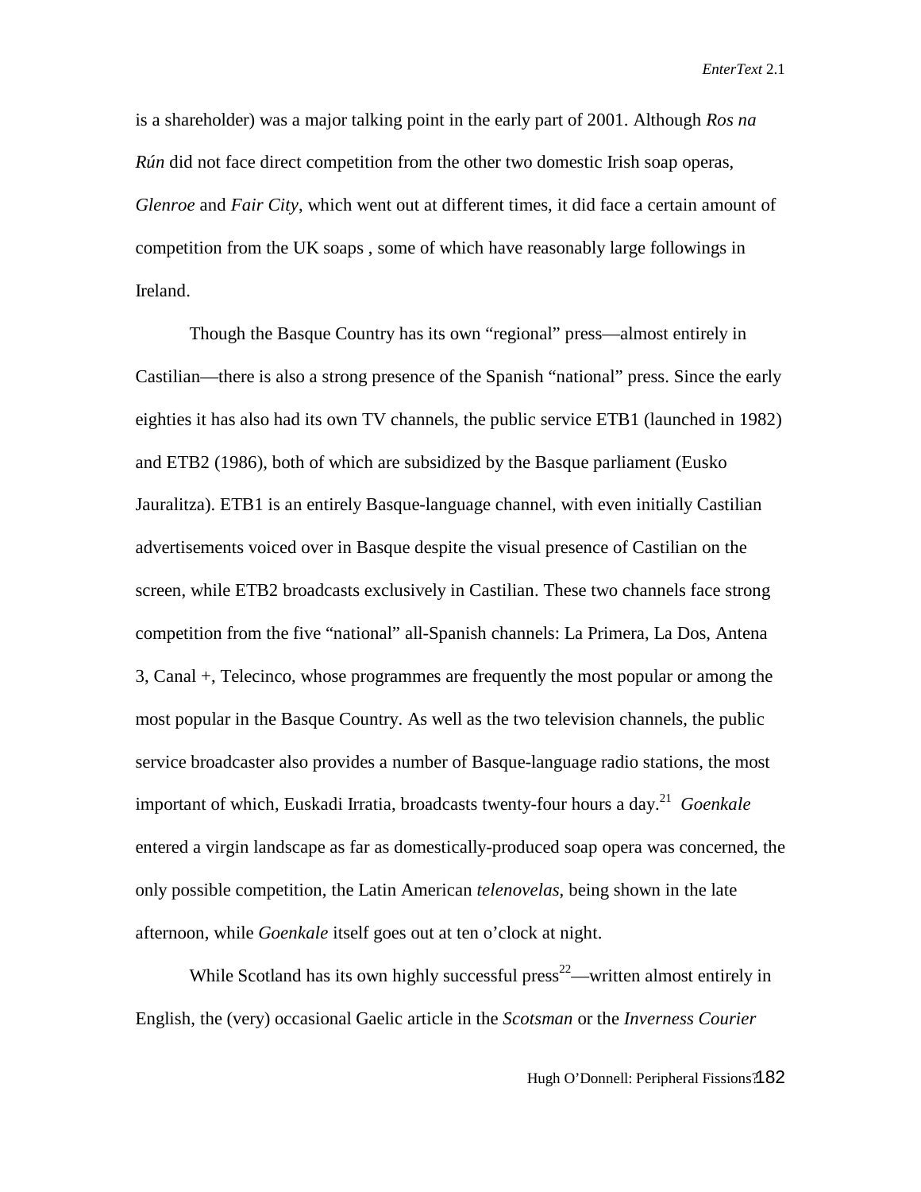is a shareholder) was a major talking point in the early part of 2001. Although *Ros na Rún* did not face direct competition from the other two domestic Irish soap operas, *Glenroe* and *Fair City*, which went out at different times, it did face a certain amount of competition from the UK soaps , some of which have reasonably large followings in Ireland.

Though the Basque Country has its own "regional" press—almost entirely in Castilian—there is also a strong presence of the Spanish "national" press. Since the early eighties it has also had its own TV channels, the public service ETB1 (launched in 1982) and ETB2 (1986), both of which are subsidized by the Basque parliament (Eusko Jauralitza). ETB1 is an entirely Basque-language channel, with even initially Castilian advertisements voiced over in Basque despite the visual presence of Castilian on the screen, while ETB2 broadcasts exclusively in Castilian. These two channels face strong competition from the five "national" all-Spanish channels: La Primera, La Dos, Antena 3, Canal +, Telecinco, whose programmes are frequently the most popular or among the most popular in the Basque Country. As well as the two television channels, the public service broadcaster also provides a number of Basque-language radio stations, the most important of which, Euskadi Irratia, broadcasts twenty-four hours a day.[21] *Goenkale* entered a virgin landscape as far as domestically-produced soap opera was concerned, the only possible competition, the Latin American *telenovelas*, being shown in the late afternoon, while *Goenkale* itself goes out at ten o'clock at night.

While Scotland has its own highly successful press[22]—written almost entirely in English, the (very) occasional Gaelic article in the *Scotsman* or the *Inverness Courier*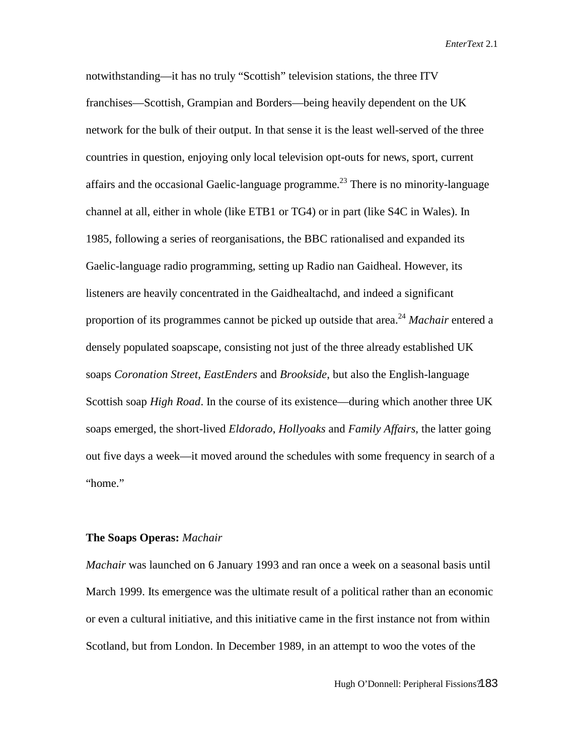notwithstanding—it has no truly "Scottish" television stations, the three ITV franchises—Scottish, Grampian and Borders—being heavily dependent on the UK network for the bulk of their output. In that sense it is the least well-served of the three countries in question, enjoying only local television opt-outs for news, sport, current affairs and the occasional Gaelic-language programme.[23] There is no minority-language channel at all, either in whole (like ETB1 or TG4) or in part (like S4C in Wales). In 1985, following a series of reorganisations, the BBC rationalised and expanded its Gaelic-language radio programming, setting up Radio nan Gaidheal. However, its listeners are heavily concentrated in the Gaidhealtachd, and indeed a significant proportion of its programmes cannot be picked up outside that area.[24] *Machair* entered a densely populated soapscape, consisting not just of the three already established UK soaps *Coronation Street*, *EastEnders* and *Brookside*, but also the English-language Scottish soap *High Road*. In the course of its existence—during which another three UK soaps emerged, the short-lived *Eldorado*, *Hollyoaks* and *Family Affairs*, the latter going out five days a week—it moved around the schedules with some frequency in search of a "home."

### The Soaps Operas: *Machair*

*Machair* was launched on 6 January 1993 and ran once a week on a seasonal basis until March 1999. Its emergence was the ultimate result of a political rather than an economic or even a cultural initiative, and this initiative came in the first instance not from within Scotland, but from London. In December 1989, in an attempt to woo the votes of the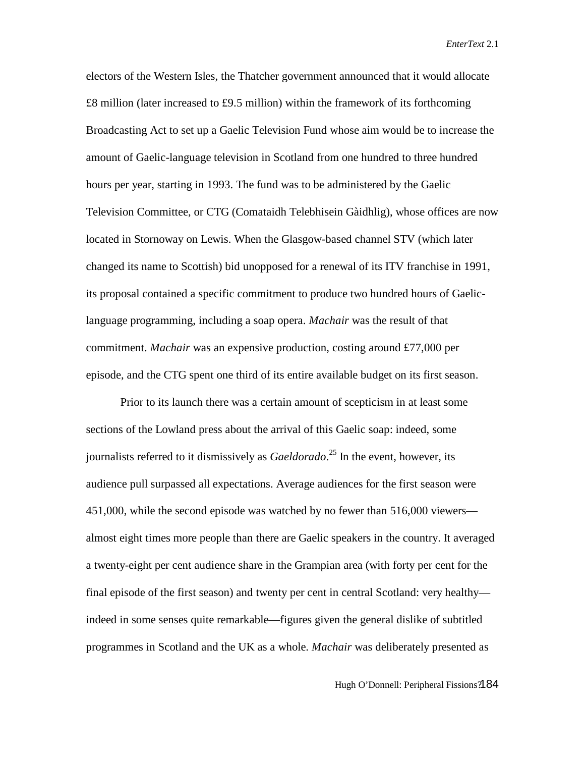electors of the Western Isles, the Thatcher government announced that it would allocate £8 million (later increased to £9.5 million) within the framework of its forthcoming Broadcasting Act to set up a Gaelic Television Fund whose aim would be to increase the amount of Gaelic-language television in Scotland from one hundred to three hundred hours per year, starting in 1993. The fund was to be administered by the Gaelic Television Committee, or CTG (Comataidh Telebhisein Gàidhlig), whose offices are now located in Stornoway on Lewis. When the Glasgow-based channel STV (which later changed its name to Scottish) bid unopposed for a renewal of its ITV franchise in 1991, its proposal contained a specific commitment to produce two hundred hours of Gaelic-language programming, including a soap opera. *Machair* was the result of that commitment. *Machair* was an expensive production, costing around £77,000 per episode, and the CTG spent one third of its entire available budget on its first season.

Prior to its launch there was a certain amount of scepticism in at least some sections of the Lowland press about the arrival of this Gaelic soap: indeed, some journalists referred to it dismissively as *Gaeldorado*.[25] In the event, however, its audience pull surpassed all expectations. Average audiences for the first season were 451,000, while the second episode was watched by no fewer than 516,000 viewers—almost eight times more people than there are Gaelic speakers in the country. It averaged a twenty-eight per cent audience share in the Grampian area (with forty per cent for the final episode of the first season) and twenty per cent in central Scotland: very healthy—indeed in some senses quite remarkable—figures given the general dislike of subtitled programmes in Scotland and the UK as a whole. *Machair* was deliberately presented as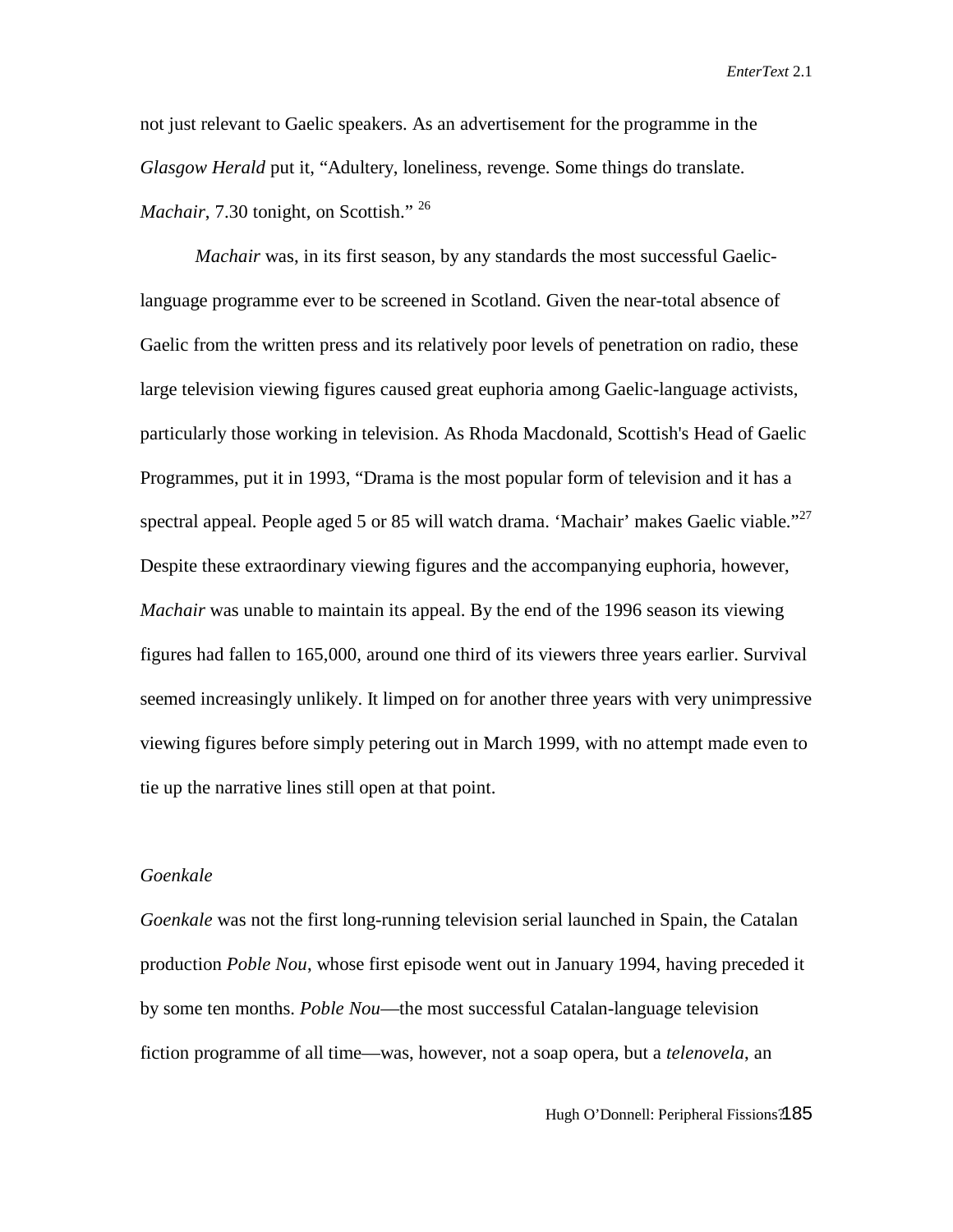not just relevant to Gaelic speakers. As an advertisement for the programme in the *Glasgow Herald* put it, "Adultery, loneliness, revenge. Some things do translate. *Machair*, 7.30 tonight, on Scottish." [26]

*Machair* was, in its first season, by any standards the most successful Gaelic-language programme ever to be screened in Scotland. Given the near-total absence of Gaelic from the written press and its relatively poor levels of penetration on radio, these large television viewing figures caused great euphoria among Gaelic-language activists, particularly those working in television. As Rhoda Macdonald, Scottish's Head of Gaelic Programmes, put it in 1993, "Drama is the most popular form of television and it has a spectral appeal. People aged 5 or 85 will watch drama. 'Machair' makes Gaelic viable."[27] Despite these extraordinary viewing figures and the accompanying euphoria, however, *Machair* was unable to maintain its appeal. By the end of the 1996 season its viewing figures had fallen to 165,000, around one third of its viewers three years earlier. Survival seemed increasingly unlikely. It limped on for another three years with very unimpressive viewing figures before simply petering out in March 1999, with no attempt made even to tie up the narrative lines still open at that point.

### *Goenkale*

*Goenkale* was not the first long-running television serial launched in Spain, the Catalan production *Poble Nou*, whose first episode went out in January 1994, having preceded it by some ten months. *Poble Nou*—the most successful Catalan-language television fiction programme of all time—was, however, not a soap opera, but a *telenovela*, an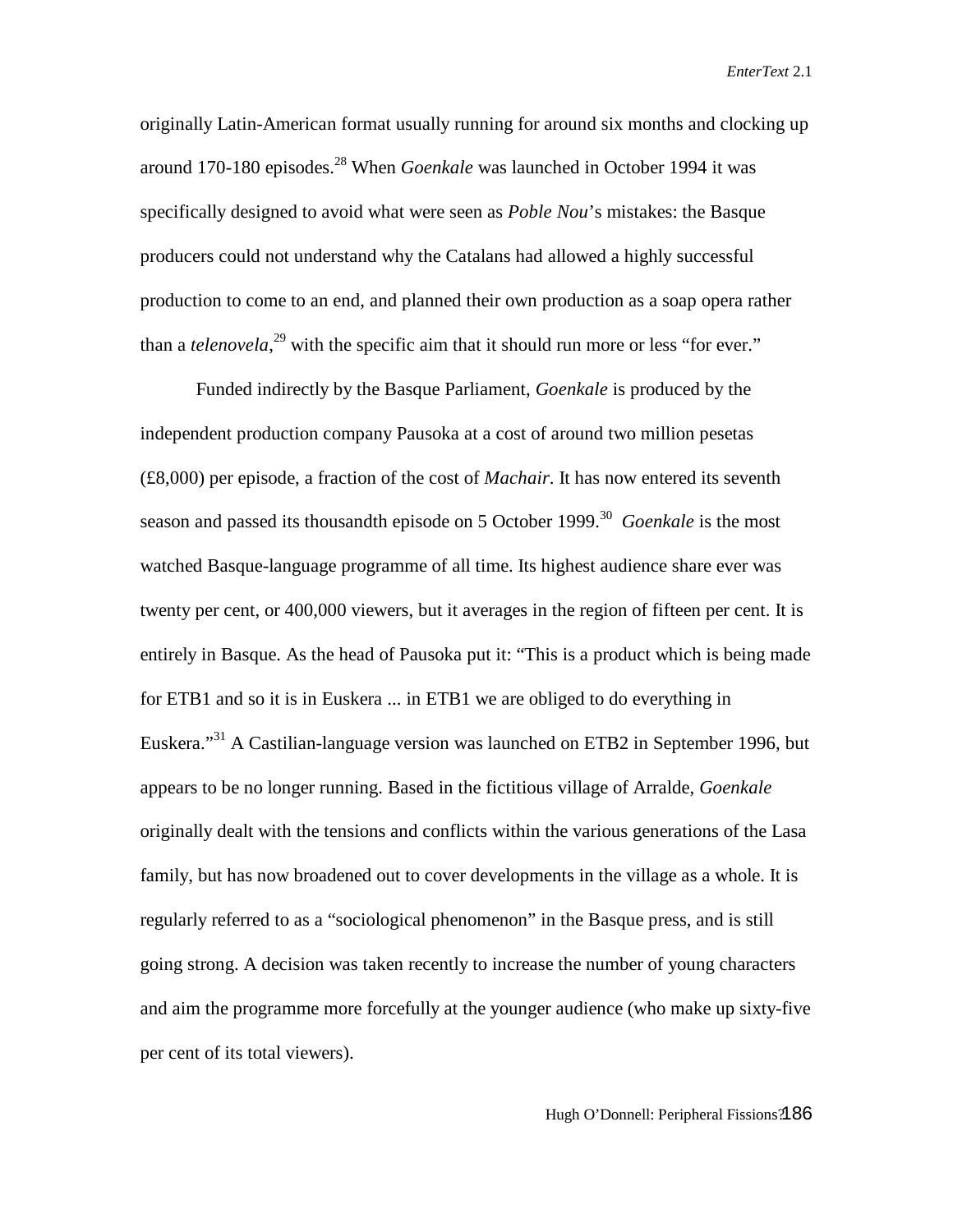originally Latin-American format usually running for around six months and clocking up around 170-180 episodes.[28] When *Goenkale* was launched in October 1994 it was specifically designed to avoid what were seen as *Poble Nou*'s mistakes: the Basque producers could not understand why the Catalans had allowed a highly successful production to come to an end, and planned their own production as a soap opera rather than a *telenovela*,[29] with the specific aim that it should run more or less "for ever."

Funded indirectly by the Basque Parliament, *Goenkale* is produced by the independent production company Pausoka at a cost of around two million pesetas (£8,000) per episode, a fraction of the cost of *Machair*. It has now entered its seventh season and passed its thousandth episode on 5 October 1999.[30] *Goenkale* is the most watched Basque-language programme of all time. Its highest audience share ever was twenty per cent, or 400,000 viewers, but it averages in the region of fifteen per cent. It is entirely in Basque. As the head of Pausoka put it: "This is a product which is being made for ETB1 and so it is in Euskera ... in ETB1 we are obliged to do everything in Euskera."[31] A Castilian-language version was launched on ETB2 in September 1996, but appears to be no longer running. Based in the fictitious village of Arralde, *Goenkale* originally dealt with the tensions and conflicts within the various generations of the Lasa family, but has now broadened out to cover developments in the village as a whole. It is regularly referred to as a "sociological phenomenon" in the Basque press, and is still going strong. A decision was taken recently to increase the number of young characters and aim the programme more forcefully at the younger audience (who make up sixty-five per cent of its total viewers).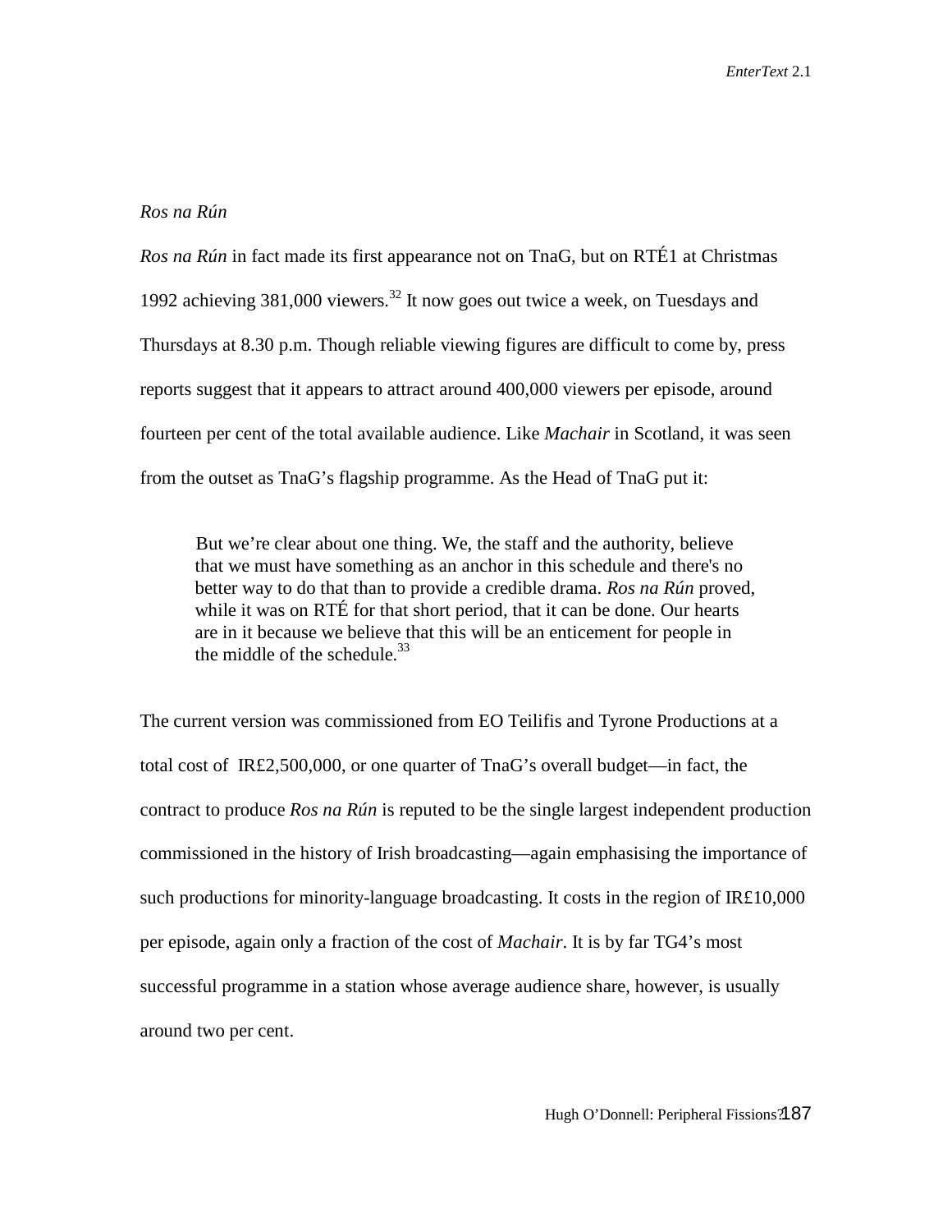*Ros na Rún*

*Ros na Rún* in fact made its first appearance not on TnaG, but on RTÉ1 at Christmas 1992 achieving 381,000 viewers.[32] It now goes out twice a week, on Tuesdays and Thursdays at 8.30 p.m. Though reliable viewing figures are difficult to come by, press reports suggest that it appears to attract around 400,000 viewers per episode, around fourteen per cent of the total available audience. Like *Machair* in Scotland, it was seen from the outset as TnaG's flagship programme. As the Head of TnaG put it:

> But we're clear about one thing. We, the staff and the authority, believe that we must have something as an anchor in this schedule and there's no better way to do that than to provide a credible drama. *Ros na Rún* proved, while it was on RTÉ for that short period, that it can be done. Our hearts are in it because we believe that this will be an enticement for people in the middle of the schedule.[33]

The current version was commissioned from EO Teilifis and Tyrone Productions at a total cost of IR£2,500,000, or one quarter of TnaG's overall budget—in fact, the contract to produce *Ros na Rún* is reputed to be the single largest independent production commissioned in the history of Irish broadcasting—again emphasising the importance of such productions for minority-language broadcasting. It costs in the region of IR£10,000 per episode, again only a fraction of the cost of *Machair*. It is by far TG4's most successful programme in a station whose average audience share, however, is usually around two per cent.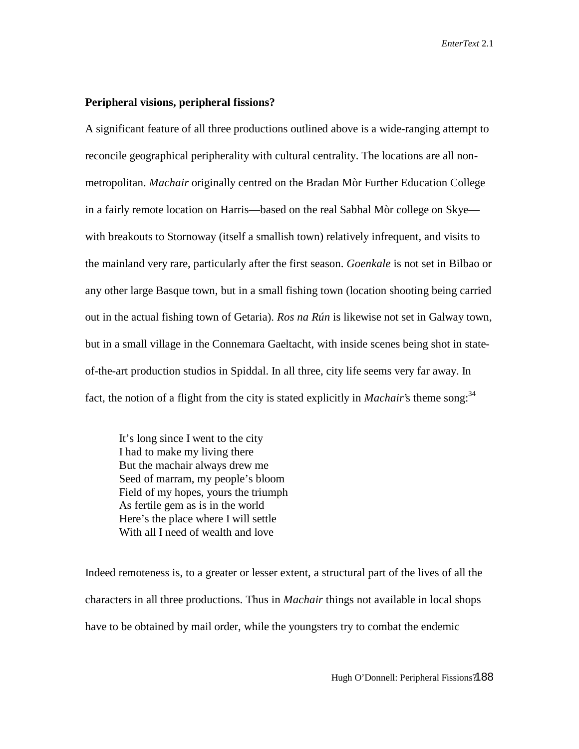### Peripheral visions, peripheral fissions?

A significant feature of all three productions outlined above is a wide-ranging attempt to reconcile geographical peripherality with cultural centrality. The locations are all non-metropolitan. *Machair* originally centred on the Bradan Mòr Further Education College in a fairly remote location on Harris—based on the real Sabhal Mòr college on Skye—with breakouts to Stornoway (itself a smallish town) relatively infrequent, and visits to the mainland very rare, particularly after the first season. *Goenkale* is not set in Bilbao or any other large Basque town, but in a small fishing town (location shooting being carried out in the actual fishing town of Getaria). *Ros na Rún* is likewise not set in Galway town, but in a small village in the Connemara Gaeltacht, with inside scenes being shot in state-of-the-art production studios in Spiddal. In all three, city life seems very far away. In fact, the notion of a flight from the city is stated explicitly in *Machair*'s theme song:[34]

> It's long since I went to the city
> I had to make my living there
> But the machair always drew me
> Seed of marram, my people's bloom
> Field of my hopes, yours the triumph
> As fertile gem as is in the world
> Here's the place where I will settle
> With all I need of wealth and love

Indeed remoteness is, to a greater or lesser extent, a structural part of the lives of all the characters in all three productions. Thus in *Machair* things not available in local shops have to be obtained by mail order, while the youngsters try to combat the endemic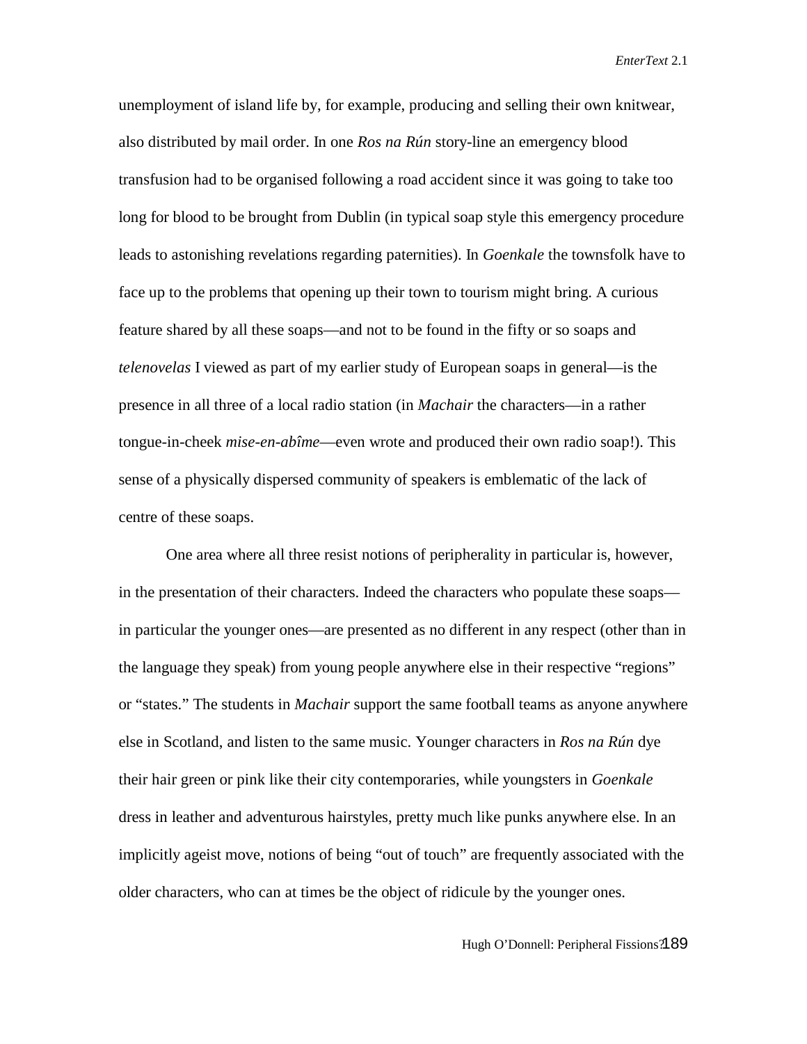unemployment of island life by, for example, producing and selling their own knitwear, also distributed by mail order. In one *Ros na Rún* story-line an emergency blood transfusion had to be organised following a road accident since it was going to take too long for blood to be brought from Dublin (in typical soap style this emergency procedure leads to astonishing revelations regarding paternities). In *Goenkale* the townsfolk have to face up to the problems that opening up their town to tourism might bring. A curious feature shared by all these soaps—and not to be found in the fifty or so soaps and *telenovelas* I viewed as part of my earlier study of European soaps in general—is the presence in all three of a local radio station (in *Machair* the characters—in a rather tongue-in-cheek *mise-en-abîme*—even wrote and produced their own radio soap!). This sense of a physically dispersed community of speakers is emblematic of the lack of centre of these soaps.

One area where all three resist notions of peripherality in particular is, however, in the presentation of their characters. Indeed the characters who populate these soaps—in particular the younger ones—are presented as no different in any respect (other than in the language they speak) from young people anywhere else in their respective "regions" or "states." The students in *Machair* support the same football teams as anyone anywhere else in Scotland, and listen to the same music. Younger characters in *Ros na Rún* dye their hair green or pink like their city contemporaries, while youngsters in *Goenkale* dress in leather and adventurous hairstyles, pretty much like punks anywhere else. In an implicitly ageist move, notions of being "out of touch" are frequently associated with the older characters, who can at times be the object of ridicule by the younger ones.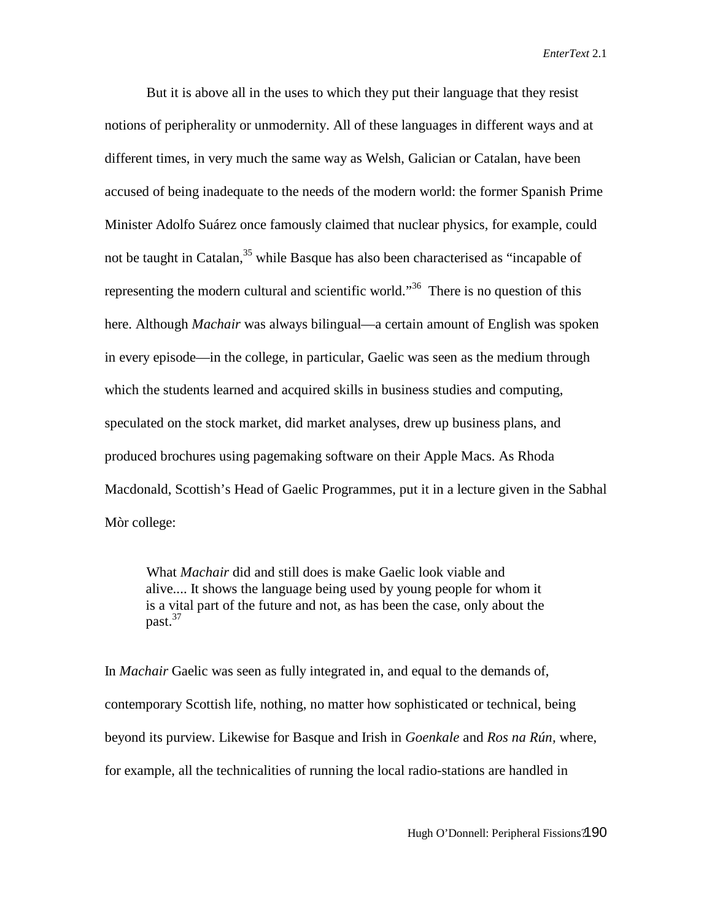But it is above all in the uses to which they put their language that they resist notions of peripherality or unmodernity. All of these languages in different ways and at different times, in very much the same way as Welsh, Galician or Catalan, have been accused of being inadequate to the needs of the modern world: the former Spanish Prime Minister Adolfo Suárez once famously claimed that nuclear physics, for example, could not be taught in Catalan,[35] while Basque has also been characterised as "incapable of representing the modern cultural and scientific world."[36] There is no question of this here. Although *Machair* was always bilingual—a certain amount of English was spoken in every episode—in the college, in particular, Gaelic was seen as the medium through which the students learned and acquired skills in business studies and computing, speculated on the stock market, did market analyses, drew up business plans, and produced brochures using pagemaking software on their Apple Macs. As Rhoda Macdonald, Scottish's Head of Gaelic Programmes, put it in a lecture given in the Sabhal Mòr college:

> What *Machair* did and still does is make Gaelic look viable and alive.... It shows the language being used by young people for whom it is a vital part of the future and not, as has been the case, only about the past.[37]

In *Machair* Gaelic was seen as fully integrated in, and equal to the demands of, contemporary Scottish life, nothing, no matter how sophisticated or technical, being beyond its purview. Likewise for Basque and Irish in *Goenkale* and *Ros na Rún*, where, for example, all the technicalities of running the local radio-stations are handled in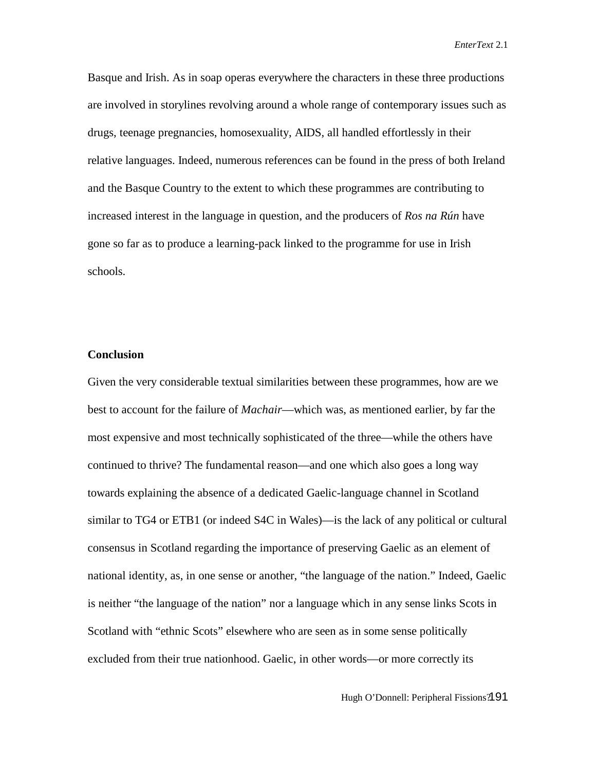Basque and Irish. As in soap operas everywhere the characters in these three productions are involved in storylines revolving around a whole range of contemporary issues such as drugs, teenage pregnancies, homosexuality, AIDS, all handled effortlessly in their relative languages. Indeed, numerous references can be found in the press of both Ireland and the Basque Country to the extent to which these programmes are contributing to increased interest in the language in question, and the producers of *Ros na Rún* have gone so far as to produce a learning-pack linked to the programme for use in Irish schools.

**Conclusion**

Given the very considerable textual similarities between these programmes, how are we best to account for the failure of *Machair*—which was, as mentioned earlier, by far the most expensive and most technically sophisticated of the three—while the others have continued to thrive? The fundamental reason—and one which also goes a long way towards explaining the absence of a dedicated Gaelic-language channel in Scotland similar to TG4 or ETB1 (or indeed S4C in Wales)—is the lack of any political or cultural consensus in Scotland regarding the importance of preserving Gaelic as an element of national identity, as, in one sense or another, "the language of the nation." Indeed, Gaelic is neither "the language of the nation" nor a language which in any sense links Scots in Scotland with "ethnic Scots" elsewhere who are seen as in some sense politically excluded from their true nationhood. Gaelic, in other words—or more correctly its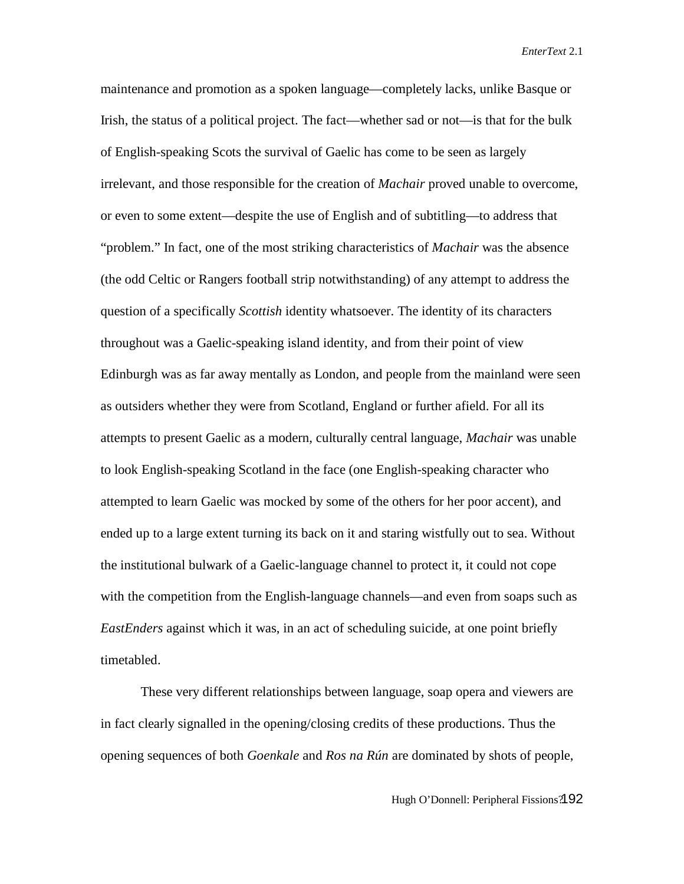maintenance and promotion as a spoken language—completely lacks, unlike Basque or Irish, the status of a political project. The fact—whether sad or not—is that for the bulk of English-speaking Scots the survival of Gaelic has come to be seen as largely irrelevant, and those responsible for the creation of *Machair* proved unable to overcome, or even to some extent—despite the use of English and of subtitling—to address that "problem." In fact, one of the most striking characteristics of *Machair* was the absence (the odd Celtic or Rangers football strip notwithstanding) of any attempt to address the question of a specifically *Scottish* identity whatsoever. The identity of its characters throughout was a Gaelic-speaking island identity, and from their point of view Edinburgh was as far away mentally as London, and people from the mainland were seen as outsiders whether they were from Scotland, England or further afield. For all its attempts to present Gaelic as a modern, culturally central language, *Machair* was unable to look English-speaking Scotland in the face (one English-speaking character who attempted to learn Gaelic was mocked by some of the others for her poor accent), and ended up to a large extent turning its back on it and staring wistfully out to sea. Without the institutional bulwark of a Gaelic-language channel to protect it, it could not cope with the competition from the English-language channels—and even from soaps such as *EastEnders* against which it was, in an act of scheduling suicide, at one point briefly timetabled.

These very different relationships between language, soap opera and viewers are in fact clearly signalled in the opening/closing credits of these productions. Thus the opening sequences of both *Goenkale* and *Ros na Rún* are dominated by shots of people,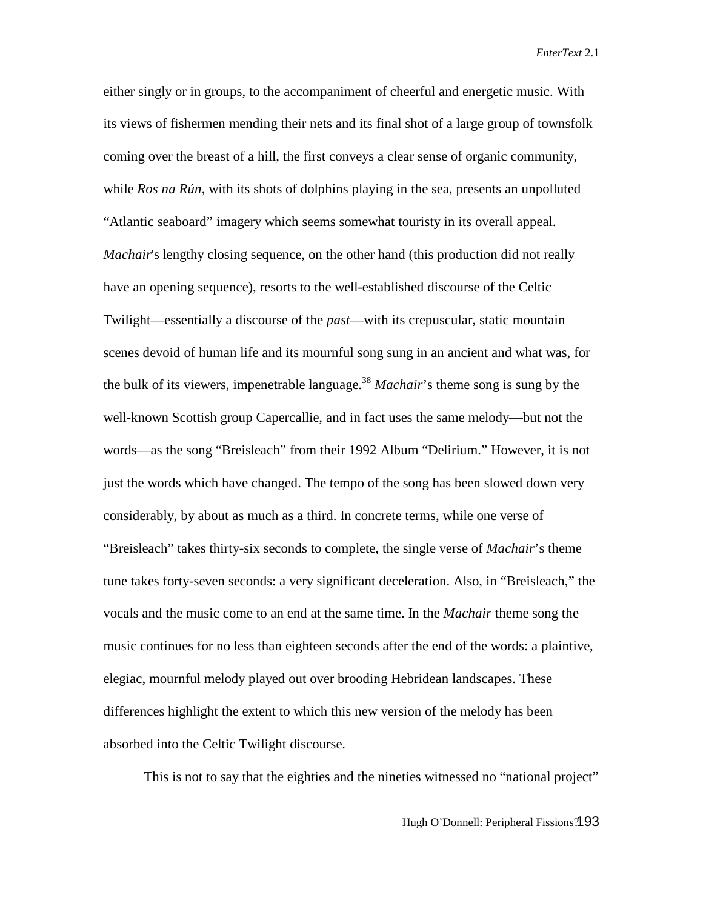either singly or in groups, to the accompaniment of cheerful and energetic music. With its views of fishermen mending their nets and its final shot of a large group of townsfolk coming over the breast of a hill, the first conveys a clear sense of organic community, while *Ros na Rún*, with its shots of dolphins playing in the sea, presents an unpolluted "Atlantic seaboard" imagery which seems somewhat touristy in its overall appeal. *Machair*'s lengthy closing sequence, on the other hand (this production did not really have an opening sequence), resorts to the well-established discourse of the Celtic Twilight—essentially a discourse of the *past*—with its crepuscular, static mountain scenes devoid of human life and its mournful song sung in an ancient and what was, for the bulk of its viewers, impenetrable language.[38] *Machair*'s theme song is sung by the well-known Scottish group Capercallie, and in fact uses the same melody—but not the words—as the song "Breisleach" from their 1992 Album "Delirium." However, it is not just the words which have changed. The tempo of the song has been slowed down very considerably, by about as much as a third. In concrete terms, while one verse of "Breisleach" takes thirty-six seconds to complete, the single verse of *Machair*'s theme tune takes forty-seven seconds: a very significant deceleration. Also, in "Breisleach," the vocals and the music come to an end at the same time. In the *Machair* theme song the music continues for no less than eighteen seconds after the end of the words: a plaintive, elegiac, mournful melody played out over brooding Hebridean landscapes. These differences highlight the extent to which this new version of the melody has been absorbed into the Celtic Twilight discourse.

This is not to say that the eighties and the nineties witnessed no "national project"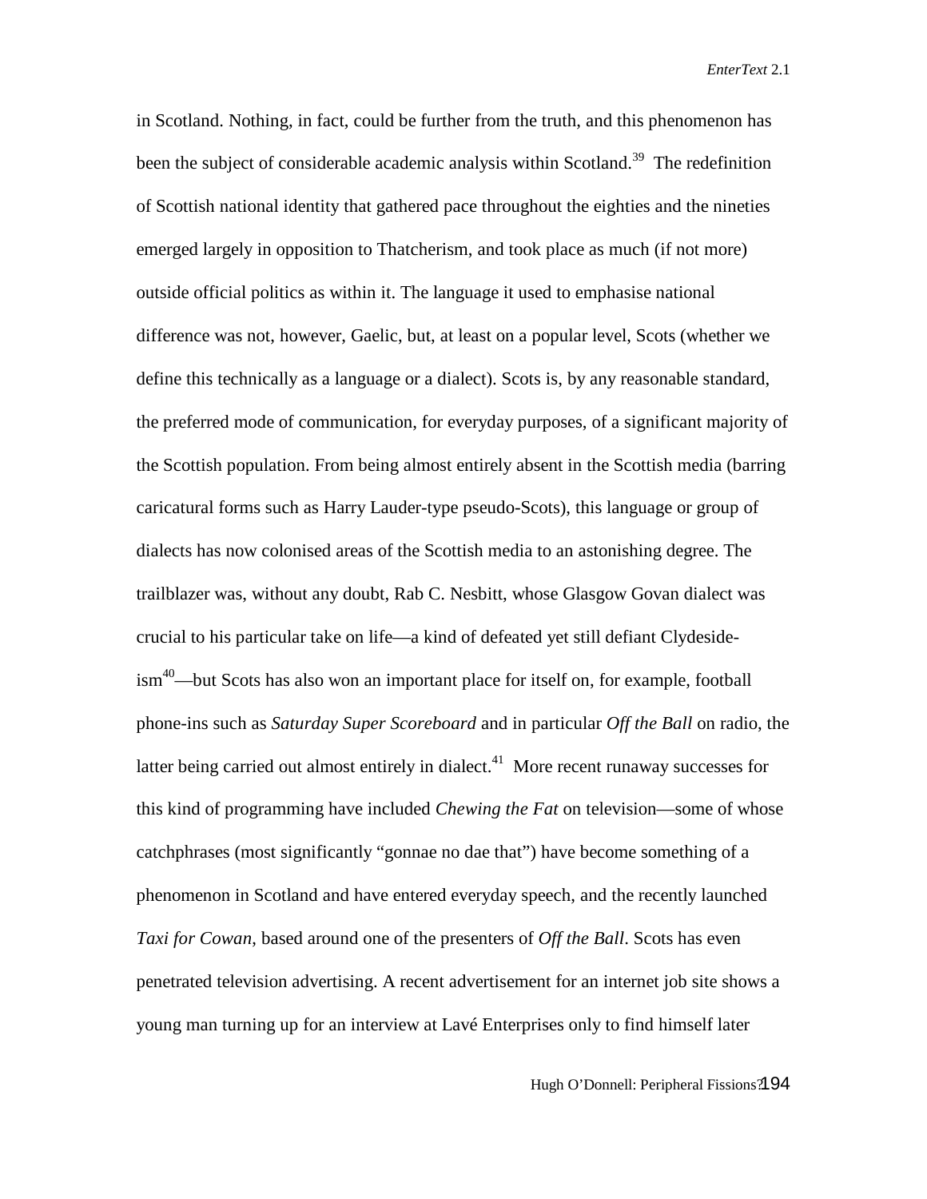in Scotland. Nothing, in fact, could be further from the truth, and this phenomenon has been the subject of considerable academic analysis within Scotland.[39] The redefinition of Scottish national identity that gathered pace throughout the eighties and the nineties emerged largely in opposition to Thatcherism, and took place as much (if not more) outside official politics as within it. The language it used to emphasise national difference was not, however, Gaelic, but, at least on a popular level, Scots (whether we define this technically as a language or a dialect). Scots is, by any reasonable standard, the preferred mode of communication, for everyday purposes, of a significant majority of the Scottish population. From being almost entirely absent in the Scottish media (barring caricatural forms such as Harry Lauder-type pseudo-Scots), this language or group of dialects has now colonised areas of the Scottish media to an astonishing degree. The trailblazer was, without any doubt, Rab C. Nesbitt, whose Glasgow Govan dialect was crucial to his particular take on life—a kind of defeated yet still defiant Clydeside-ism[40]—but Scots has also won an important place for itself on, for example, football phone-ins such as *Saturday Super Scoreboard* and in particular *Off the Ball* on radio, the latter being carried out almost entirely in dialect.[41] More recent runaway successes for this kind of programming have included *Chewing the Fat* on television—some of whose catchphrases (most significantly "gonnae no dae that") have become something of a phenomenon in Scotland and have entered everyday speech, and the recently launched *Taxi for Cowan*, based around one of the presenters of *Off the Ball*. Scots has even penetrated television advertising. A recent advertisement for an internet job site shows a young man turning up for an interview at Lavé Enterprises only to find himself later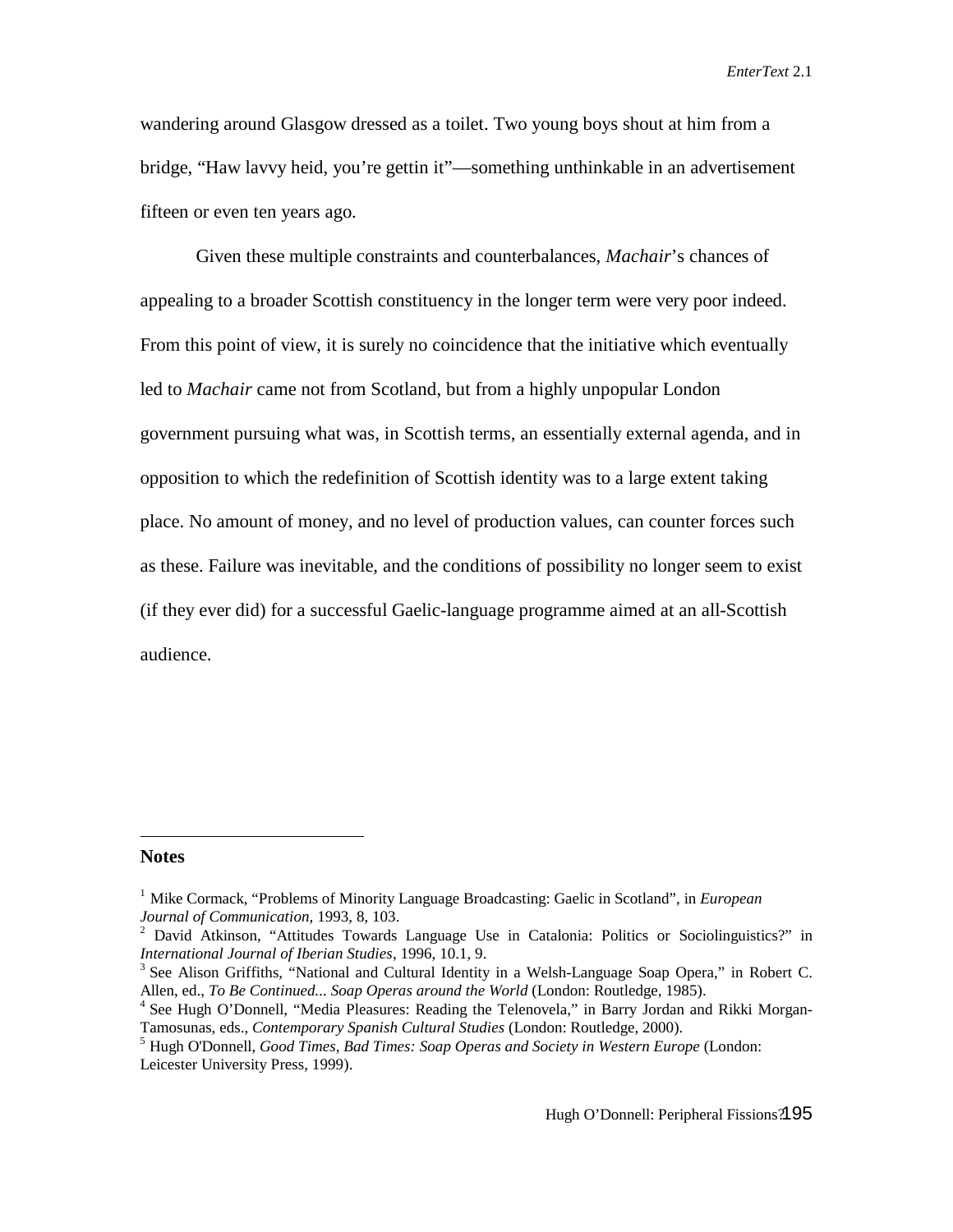wandering around Glasgow dressed as a toilet. Two young boys shout at him from a bridge, "Haw lavvy heid, you're gettin it"—something unthinkable in an advertisement fifteen or even ten years ago.

Given these multiple constraints and counterbalances, *Machair*'s chances of appealing to a broader Scottish constituency in the longer term were very poor indeed. From this point of view, it is surely no coincidence that the initiative which eventually led to *Machair* came not from Scotland, but from a highly unpopular London government pursuing what was, in Scottish terms, an essentially external agenda, and in opposition to which the redefinition of Scottish identity was to a large extent taking place. No amount of money, and no level of production values, can counter forces such as these. Failure was inevitable, and the conditions of possibility no longer seem to exist (if they ever did) for a successful Gaelic-language programme aimed at an all-Scottish audience.

**Notes**

[1] Mike Cormack, "Problems of Minority Language Broadcasting: Gaelic in Scotland", in *European Journal of Communication*, 1993, 8, 103.

[2] David Atkinson, "Attitudes Towards Language Use in Catalonia: Politics or Sociolinguistics?" in *International Journal of Iberian Studies*, 1996, 10.1, 9.

[3] See Alison Griffiths, "National and Cultural Identity in a Welsh-Language Soap Opera," in Robert C. Allen, ed., *To Be Continued... Soap Operas around the World* (London: Routledge, 1985).

[4] See Hugh O'Donnell, "Media Pleasures: Reading the Telenovela," in Barry Jordan and Rikki Morgan-Tamosunas, eds., *Contemporary Spanish Cultural Studies* (London: Routledge, 2000).

[5] Hugh O'Donnell, *Good Times, Bad Times: Soap Operas and Society in Western Europe* (London: Leicester University Press, 1999).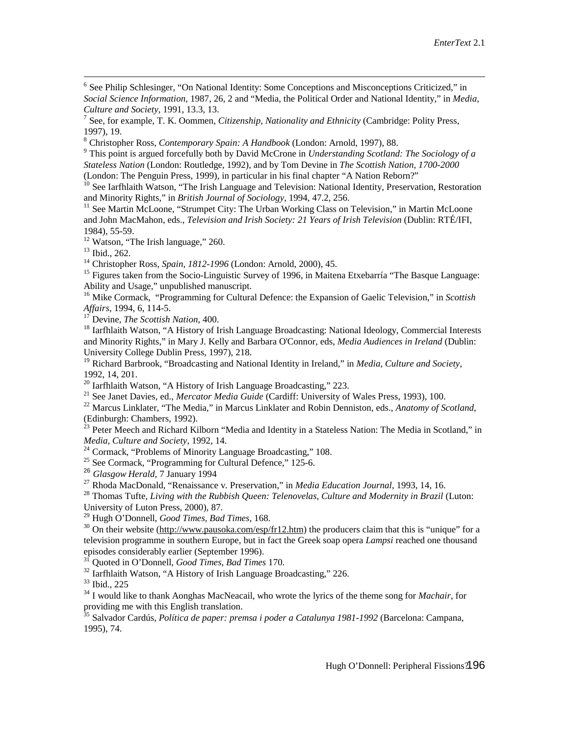[6] See Philip Schlesinger, "On National Identity: Some Conceptions and Misconceptions Criticized," in *Social Science Information*, 1987, 26, 2 and "Media, the Political Order and National Identity," in *Media, Culture and Society*, 1991, 13.3, 13.

[7] See, for example, T. K. Oommen, *Citizenship, Nationality and Ethnicity* (Cambridge: Polity Press, 1997), 19.

[8] Christopher Ross, *Contemporary Spain: A Handbook* (London: Arnold, 1997), 88.

[9] This point is argued forcefully both by David McCrone in *Understanding Scotland: The Sociology of a Stateless Nation* (London: Routledge, 1992), and by Tom Devine in *The Scottish Nation, 1700-2000* (London: The Penguin Press, 1999), in particular in his final chapter "A Nation Reborn?"

[10] See Iarfhlaith Watson, "The Irish Language and Television: National Identity, Preservation, Restoration and Minority Rights," in *British Journal of Sociology*, 1994, 47.2, 256.

[11] See Martin McLoone, "Strumpet City: The Urban Working Class on Television," in Martin McLoone and John MacMahon, eds., *Television and Irish Society: 21 Years of Irish Television* (Dublin: RTÉ/IFI, 1984), 55-59.

[12] Watson, "The Irish language," 260.

[13] Ibid., 262.

[14] Christopher Ross, *Spain, 1812-1996* (London: Arnold, 2000), 45.

[15] Figures taken from the Socio-Linguistic Survey of 1996, in Maitena Etxebarría "The Basque Language: Ability and Usage," unpublished manuscript.

[16] Mike Cormack, "Programming for Cultural Defence: the Expansion of Gaelic Television," in *Scottish Affairs*, 1994, 6, 114-5.

[17] Devine, *The Scottish Nation*, 400.

[18] Iarfhlaith Watson, "A History of Irish Language Broadcasting: National Ideology, Commercial Interests and Minority Rights," in Mary J. Kelly and Barbara O'Connor, eds, *Media Audiences in Ireland* (Dublin: University College Dublin Press, 1997), 218.

[19] Richard Barbrook, "Broadcasting and National Identity in Ireland," in *Media, Culture and Society*, 1992, 14, 201.

[20] Iarfhlaith Watson, "A History of Irish Language Broadcasting," 223.

[21] See Janet Davies, ed., *Mercator Media Guide* (Cardiff: University of Wales Press, 1993), 100.

[22] Marcus Linklater, "The Media," in Marcus Linklater and Robin Denniston, eds., *Anatomy of Scotland*, (Edinburgh: Chambers, 1992).

[23] Peter Meech and Richard Kilborn "Media and Identity in a Stateless Nation: The Media in Scotland," in *Media, Culture and Society*, 1992, 14.

[24] Cormack, "Problems of Minority Language Broadcasting," 108.

[25] See Cormack, "Programming for Cultural Defence," 125-6.

[26] *Glasgow Herald*, 7 January 1994

[27] Rhoda MacDonald, "Renaissance v. Preservation," in *Media Education Journal*, 1993, 14, 16.

[28] Thomas Tufte, *Living with the Rubbish Queen: Telenovelas, Culture and Modernity in Brazil* (Luton: University of Luton Press, 2000), 87.

[29] Hugh O'Donnell, *Good Times, Bad Times*, 168.

[30] On their website (http://www.pausoka.com/esp/fr12.htm) the producers claim that this is "unique" for a television programme in southern Europe, but in fact the Greek soap opera *Lampsi* reached one thousand episodes considerably earlier (September 1996).

[31] Quoted in O'Donnell, *Good Times, Bad Times* 170.

[32] Iarfhlaith Watson, "A History of Irish Language Broadcasting," 226.

[33] Ibid., 225

[34] I would like to thank Aonghas MacNeacail, who wrote the lyrics of the theme song for *Machair*, for providing me with this English translation.

[35] Salvador Cardús, *Política de paper: premsa i poder a Catalunya 1981-1992* (Barcelona: Campana, 1995), 74.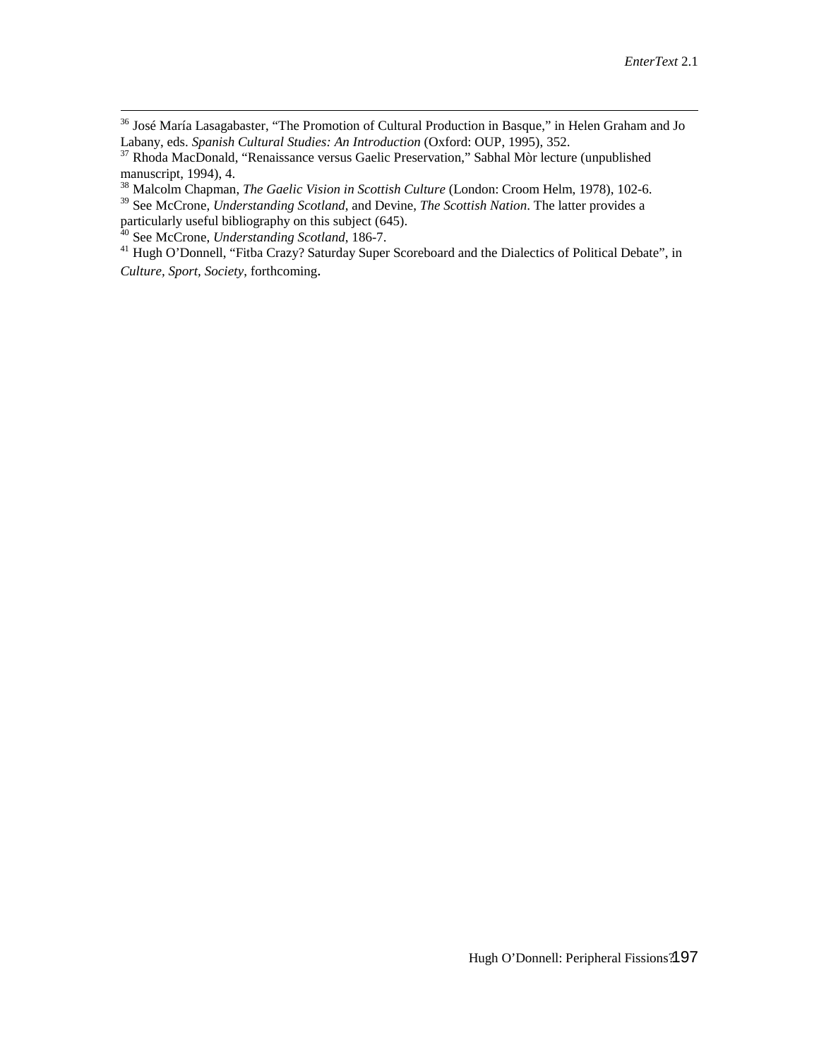[36] José María Lasagabaster, "The Promotion of Cultural Production in Basque," in Helen Graham and Jo Labany, eds. *Spanish Cultural Studies: An Introduction* (Oxford: OUP, 1995), 352.

[37] Rhoda MacDonald, "Renaissance versus Gaelic Preservation," Sabhal Mòr lecture (unpublished manuscript, 1994), 4.

[38] Malcolm Chapman, *The Gaelic Vision in Scottish Culture* (London: Croom Helm, 1978), 102-6.

[39] See McCrone, *Understanding Scotland*, and Devine, *The Scottish Nation*. The latter provides a particularly useful bibliography on this subject (645).

[40] See McCrone, *Understanding Scotland*, 186-7.

[41] Hugh O'Donnell, "Fitba Crazy? Saturday Super Scoreboard and the Dialectics of Political Debate", in *Culture, Sport, Society*, forthcoming.